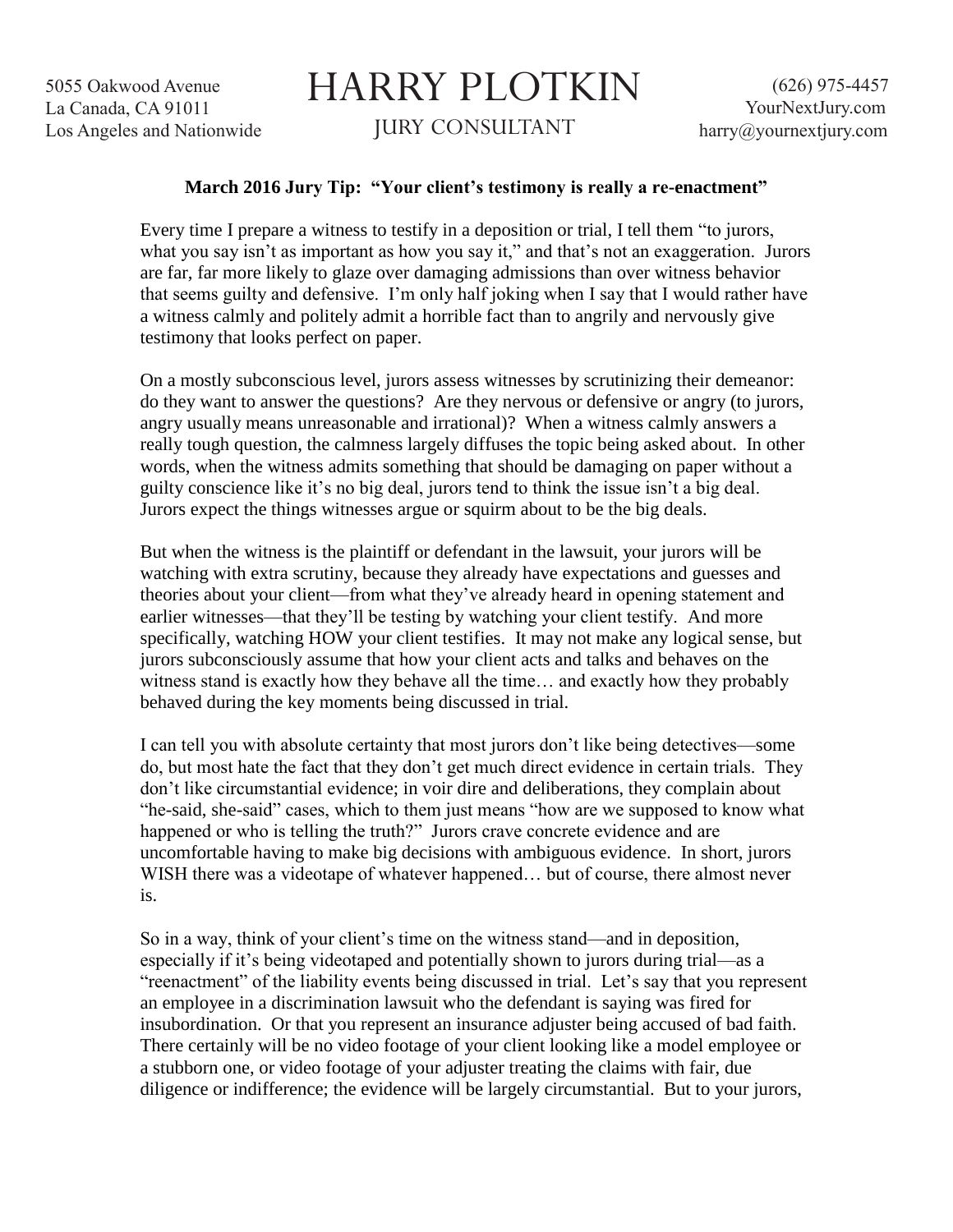5055 Oakwood Avenue
La Canada, CA 91011
Los Angeles and Nationwide

# HARRY PLOTKIN

JURY CONSULTANT

(626) 975-4457
YourNextJury.com
harry@yournextjury.com

**March 2016 Jury Tip: "Your client's testimony is really a re-enactment"**

Every time I prepare a witness to testify in a deposition or trial, I tell them "to jurors, what you say isn't as important as how you say it," and that's not an exaggeration. Jurors are far, far more likely to glaze over damaging admissions than over witness behavior that seems guilty and defensive. I'm only half joking when I say that I would rather have a witness calmly and politely admit a horrible fact than to angrily and nervously give testimony that looks perfect on paper.

On a mostly subconscious level, jurors assess witnesses by scrutinizing their demeanor: do they want to answer the questions? Are they nervous or defensive or angry (to jurors, angry usually means unreasonable and irrational)? When a witness calmly answers a really tough question, the calmness largely diffuses the topic being asked about. In other words, when the witness admits something that should be damaging on paper without a guilty conscience like it's no big deal, jurors tend to think the issue isn't a big deal. Jurors expect the things witnesses argue or squirm about to be the big deals.

But when the witness is the plaintiff or defendant in the lawsuit, your jurors will be watching with extra scrutiny, because they already have expectations and guesses and theories about your client—from what they've already heard in opening statement and earlier witnesses—that they'll be testing by watching your client testify. And more specifically, watching HOW your client testifies. It may not make any logical sense, but jurors subconsciously assume that how your client acts and talks and behaves on the witness stand is exactly how they behave all the time… and exactly how they probably behaved during the key moments being discussed in trial.

I can tell you with absolute certainty that most jurors don't like being detectives—some do, but most hate the fact that they don't get much direct evidence in certain trials. They don't like circumstantial evidence; in voir dire and deliberations, they complain about "he-said, she-said" cases, which to them just means "how are we supposed to know what happened or who is telling the truth?" Jurors crave concrete evidence and are uncomfortable having to make big decisions with ambiguous evidence. In short, jurors WISH there was a videotape of whatever happened… but of course, there almost never is.

So in a way, think of your client's time on the witness stand—and in deposition, especially if it's being videotaped and potentially shown to jurors during trial—as a "reenactment" of the liability events being discussed in trial. Let's say that you represent an employee in a discrimination lawsuit who the defendant is saying was fired for insubordination. Or that you represent an insurance adjuster being accused of bad faith. There certainly will be no video footage of your client looking like a model employee or a stubborn one, or video footage of your adjuster treating the claims with fair, due diligence or indifference; the evidence will be largely circumstantial. But to your jurors,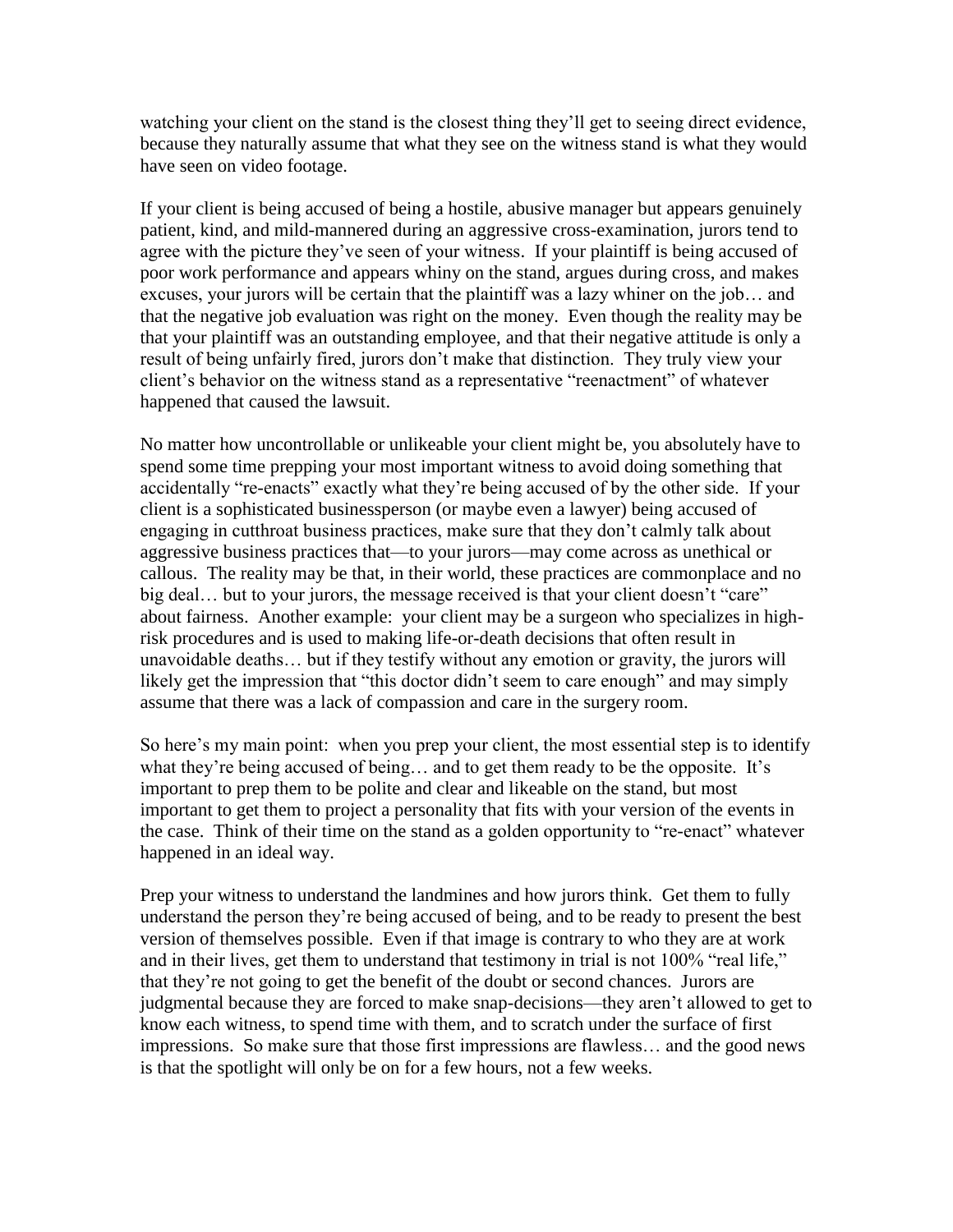watching your client on the stand is the closest thing they'll get to seeing direct evidence, because they naturally assume that what they see on the witness stand is what they would have seen on video footage.

If your client is being accused of being a hostile, abusive manager but appears genuinely patient, kind, and mild-mannered during an aggressive cross-examination, jurors tend to agree with the picture they've seen of your witness. If your plaintiff is being accused of poor work performance and appears whiny on the stand, argues during cross, and makes excuses, your jurors will be certain that the plaintiff was a lazy whiner on the job… and that the negative job evaluation was right on the money. Even though the reality may be that your plaintiff was an outstanding employee, and that their negative attitude is only a result of being unfairly fired, jurors don't make that distinction. They truly view your client's behavior on the witness stand as a representative "reenactment" of whatever happened that caused the lawsuit.

No matter how uncontrollable or unlikeable your client might be, you absolutely have to spend some time prepping your most important witness to avoid doing something that accidentally "re-enacts" exactly what they're being accused of by the other side. If your client is a sophisticated businessperson (or maybe even a lawyer) being accused of engaging in cutthroat business practices, make sure that they don't calmly talk about aggressive business practices that—to your jurors—may come across as unethical or callous. The reality may be that, in their world, these practices are commonplace and no big deal… but to your jurors, the message received is that your client doesn't "care" about fairness. Another example: your client may be a surgeon who specializes in high-risk procedures and is used to making life-or-death decisions that often result in unavoidable deaths… but if they testify without any emotion or gravity, the jurors will likely get the impression that "this doctor didn't seem to care enough" and may simply assume that there was a lack of compassion and care in the surgery room.

So here's my main point: when you prep your client, the most essential step is to identify what they're being accused of being… and to get them ready to be the opposite. It's important to prep them to be polite and clear and likeable on the stand, but most important to get them to project a personality that fits with your version of the events in the case. Think of their time on the stand as a golden opportunity to "re-enact" whatever happened in an ideal way.

Prep your witness to understand the landmines and how jurors think. Get them to fully understand the person they're being accused of being, and to be ready to present the best version of themselves possible. Even if that image is contrary to who they are at work and in their lives, get them to understand that testimony in trial is not 100% "real life," that they're not going to get the benefit of the doubt or second chances. Jurors are judgmental because they are forced to make snap-decisions—they aren't allowed to get to know each witness, to spend time with them, and to scratch under the surface of first impressions. So make sure that those first impressions are flawless… and the good news is that the spotlight will only be on for a few hours, not a few weeks.